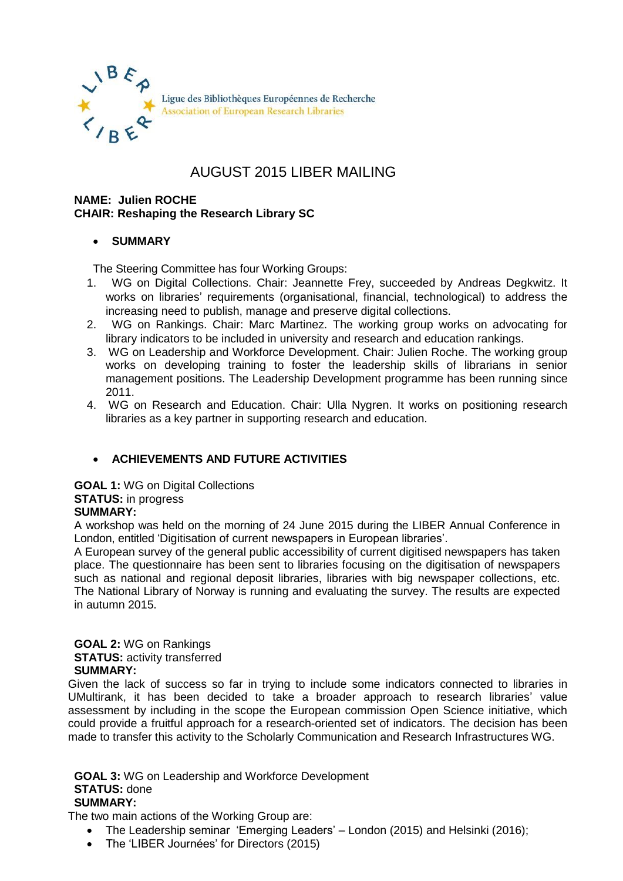Ligue des Bibliothèques Européennes de Recherche
Association of European Research Libraries

# AUGUST 2015 LIBER MAILING

**NAME: Julien ROCHE**
**CHAIR: Reshaping the Research Library SC**

- **SUMMARY**

The Steering Committee has four Working Groups:

1. WG on Digital Collections. Chair: Jeannette Frey, succeeded by Andreas Degkwitz. It works on libraries' requirements (organisational, financial, technological) to address the increasing need to publish, manage and preserve digital collections.
2. WG on Rankings. Chair: Marc Martinez. The working group works on advocating for library indicators to be included in university and research and education rankings.
3. WG on Leadership and Workforce Development. Chair: Julien Roche. The working group works on developing training to foster the leadership skills of librarians in senior management positions. The Leadership Development programme has been running since 2011.
4. WG on Research and Education. Chair: Ulla Nygren. It works on positioning research libraries as a key partner in supporting research and education.

- **ACHIEVEMENTS AND FUTURE ACTIVITIES**

**GOAL 1:** WG on Digital Collections
**STATUS:** in progress
**SUMMARY:**
A workshop was held on the morning of 24 June 2015 during the LIBER Annual Conference in London, entitled 'Digitisation of current newspapers in European libraries'.
A European survey of the general public accessibility of current digitised newspapers has taken place. The questionnaire has been sent to libraries focusing on the digitisation of newspapers such as national and regional deposit libraries, libraries with big newspaper collections, etc. The National Library of Norway is running and evaluating the survey. The results are expected in autumn 2015.

**GOAL 2:** WG on Rankings
**STATUS:** activity transferred
**SUMMARY:**
Given the lack of success so far in trying to include some indicators connected to libraries in UMultirank, it has been decided to take a broader approach to research libraries' value assessment by including in the scope the European commission Open Science initiative, which could provide a fruitful approach for a research-oriented set of indicators. The decision has been made to transfer this activity to the Scholarly Communication and Research Infrastructures WG.

**GOAL 3:** WG on Leadership and Workforce Development
**STATUS:** done
**SUMMARY:**
The two main actions of the Working Group are:

- The Leadership seminar 'Emerging Leaders' – London (2015) and Helsinki (2016);
- The 'LIBER Journées' for Directors (2015)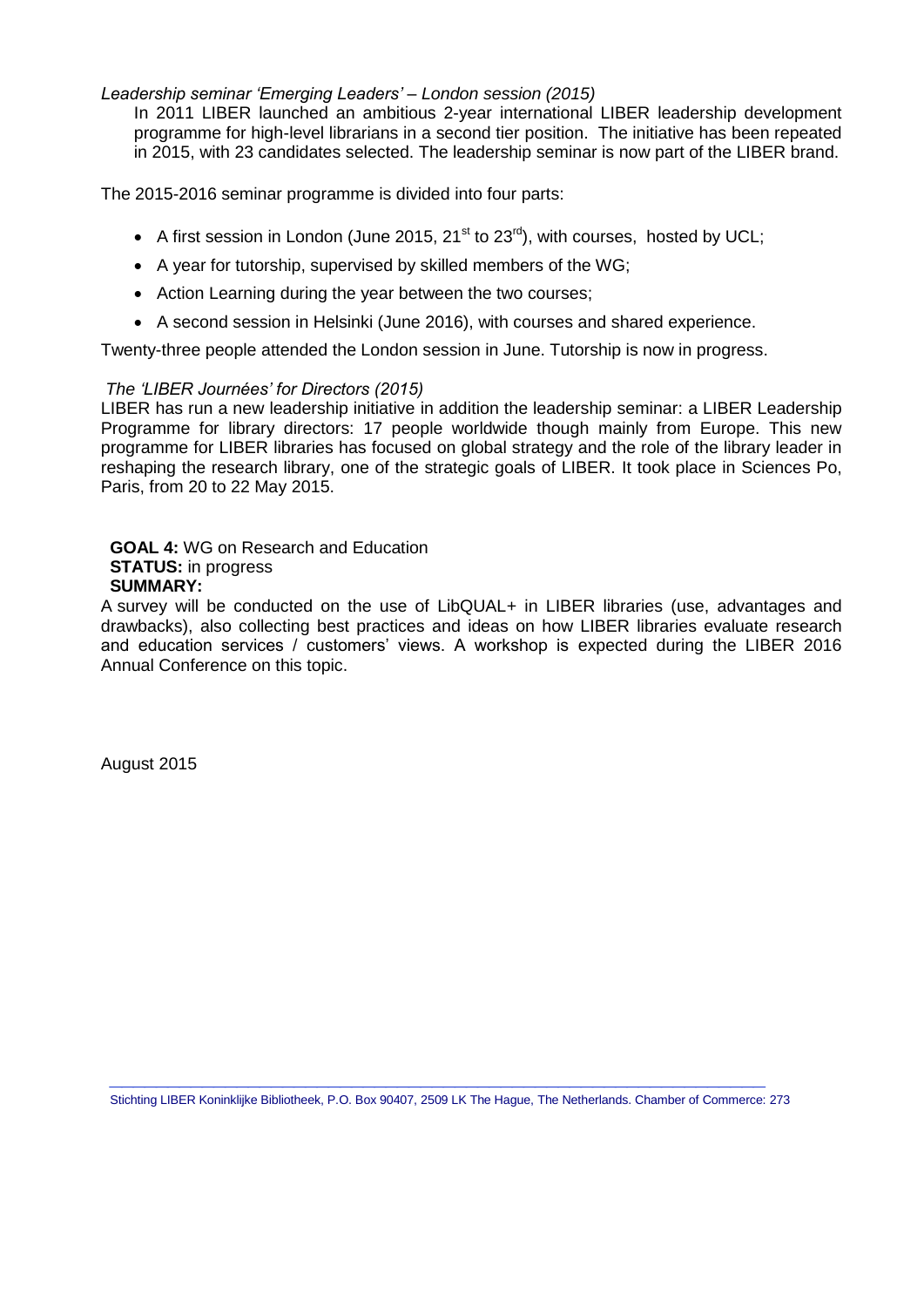*Leadership seminar 'Emerging Leaders' – London session (2015)*

In 2011 LIBER launched an ambitious 2-year international LIBER leadership development programme for high-level librarians in a second tier position. The initiative has been repeated in 2015, with 23 candidates selected. The leadership seminar is now part of the LIBER brand.

The 2015-2016 seminar programme is divided into four parts:

- A first session in London (June 2015, 21st to 23rd), with courses, hosted by UCL;
- A year for tutorship, supervised by skilled members of the WG;
- Action Learning during the year between the two courses;
- A second session in Helsinki (June 2016), with courses and shared experience.

Twenty-three people attended the London session in June. Tutorship is now in progress.

*The 'LIBER Journées' for Directors (2015)*

LIBER has run a new leadership initiative in addition the leadership seminar: a LIBER Leadership Programme for library directors: 17 people worldwide though mainly from Europe. This new programme for LIBER libraries has focused on global strategy and the role of the library leader in reshaping the research library, one of the strategic goals of LIBER. It took place in Sciences Po, Paris, from 20 to 22 May 2015.

**GOAL 4:** WG on Research and Education
**STATUS:** in progress
**SUMMARY:**

A survey will be conducted on the use of LibQUAL+ in LIBER libraries (use, advantages and drawbacks), also collecting best practices and ideas on how LIBER libraries evaluate research and education services / customers' views. A workshop is expected during the LIBER 2016 Annual Conference on this topic.

August 2015